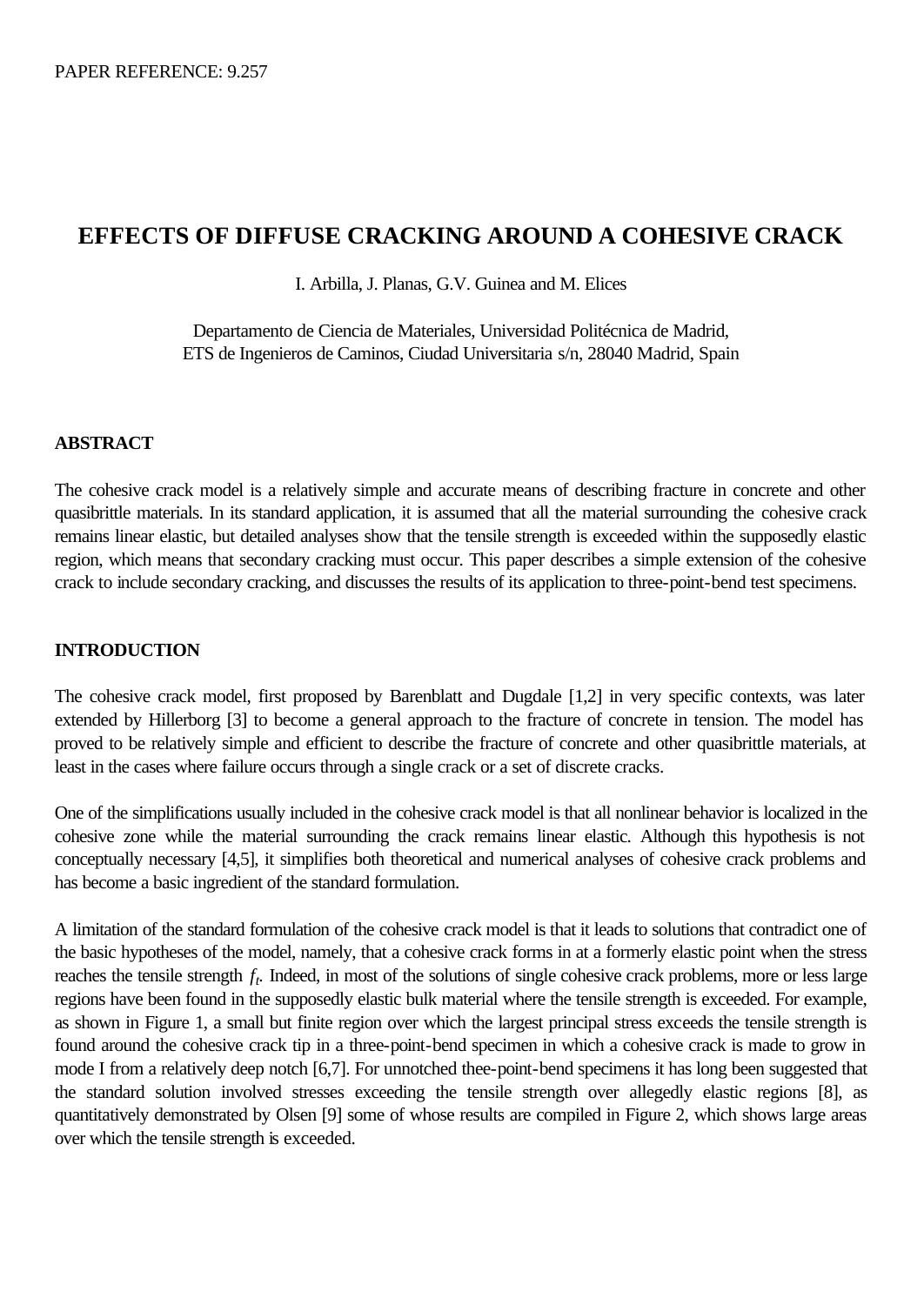PAPER REFERENCE: 9.257

# EFFECTS OF DIFFUSE CRACKING AROUND A COHESIVE CRACK

I. Arbilla, J. Planas, G.V. Guinea and M. Elices

Departamento de Ciencia de Materiales, Universidad Politécnica de Madrid,
ETS de Ingenieros de Caminos, Ciudad Universitaria s/n, 28040 Madrid, Spain

## ABSTRACT

The cohesive crack model is a relatively simple and accurate means of describing fracture in concrete and other quasibrittle materials. In its standard application, it is assumed that all the material surrounding the cohesive crack remains linear elastic, but detailed analyses show that the tensile strength is exceeded within the supposedly elastic region, which means that secondary cracking must occur. This paper describes a simple extension of the cohesive crack to include secondary cracking, and discusses the results of its application to three-point-bend test specimens.

## INTRODUCTION

The cohesive crack model, first proposed by Barenblatt and Dugdale [1,2] in very specific contexts, was later extended by Hillerborg [3] to become a general approach to the fracture of concrete in tension. The model has proved to be relatively simple and efficient to describe the fracture of concrete and other quasibrittle materials, at least in the cases where failure occurs through a single crack or a set of discrete cracks.

One of the simplifications usually included in the cohesive crack model is that all nonlinear behavior is localized in the cohesive zone while the material surrounding the crack remains linear elastic. Although this hypothesis is not conceptually necessary [4,5], it simplifies both theoretical and numerical analyses of cohesive crack problems and has become a basic ingredient of the standard formulation.

A limitation of the standard formulation of the cohesive crack model is that it leads to solutions that contradict one of the basic hypotheses of the model, namely, that a cohesive crack forms in at a formerly elastic point when the stress reaches the tensile strength $f_t$. Indeed, in most of the solutions of single cohesive crack problems, more or less large regions have been found in the supposedly elastic bulk material where the tensile strength is exceeded. For example, as shown in Figure 1, a small but finite region over which the largest principal stress exceeds the tensile strength is found around the cohesive crack tip in a three-point-bend specimen in which a cohesive crack is made to grow in mode I from a relatively deep notch [6,7]. For unnotched thee-point-bend specimens it has long been suggested that the standard solution involved stresses exceeding the tensile strength over allegedly elastic regions [8], as quantitatively demonstrated by Olsen [9] some of whose results are compiled in Figure 2, which shows large areas over which the tensile strength is exceeded.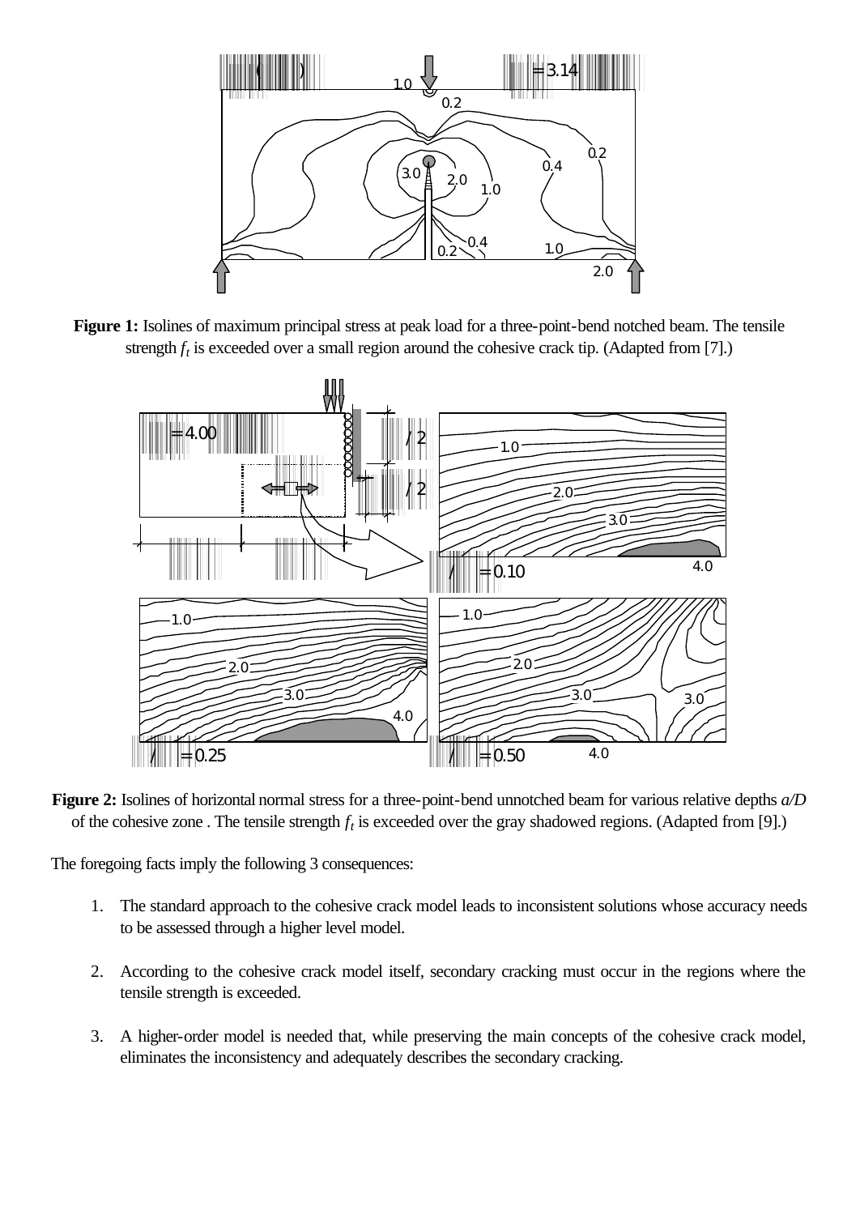**Figure 1:** Isolines of maximum principal stress at peak load for a three-point-bend notched beam. The tensile strength $f_t$ is exceeded over a small region around the cohesive crack tip. (Adapted from [7].)

**Figure 2:** Isolines of horizontal normal stress for a three-point-bend unnotched beam for various relative depths *a/D* of the cohesive zone . The tensile strength $f_t$ is exceeded over the gray shadowed regions. (Adapted from [9].)

The foregoing facts imply the following 3 consequences:

1. The standard approach to the cohesive crack model leads to inconsistent solutions whose accuracy needs to be assessed through a higher level model.

2. According to the cohesive crack model itself, secondary cracking must occur in the regions where the tensile strength is exceeded.

3. A higher-order model is needed that, while preserving the main concepts of the cohesive crack model, eliminates the inconsistency and adequately describes the secondary cracking.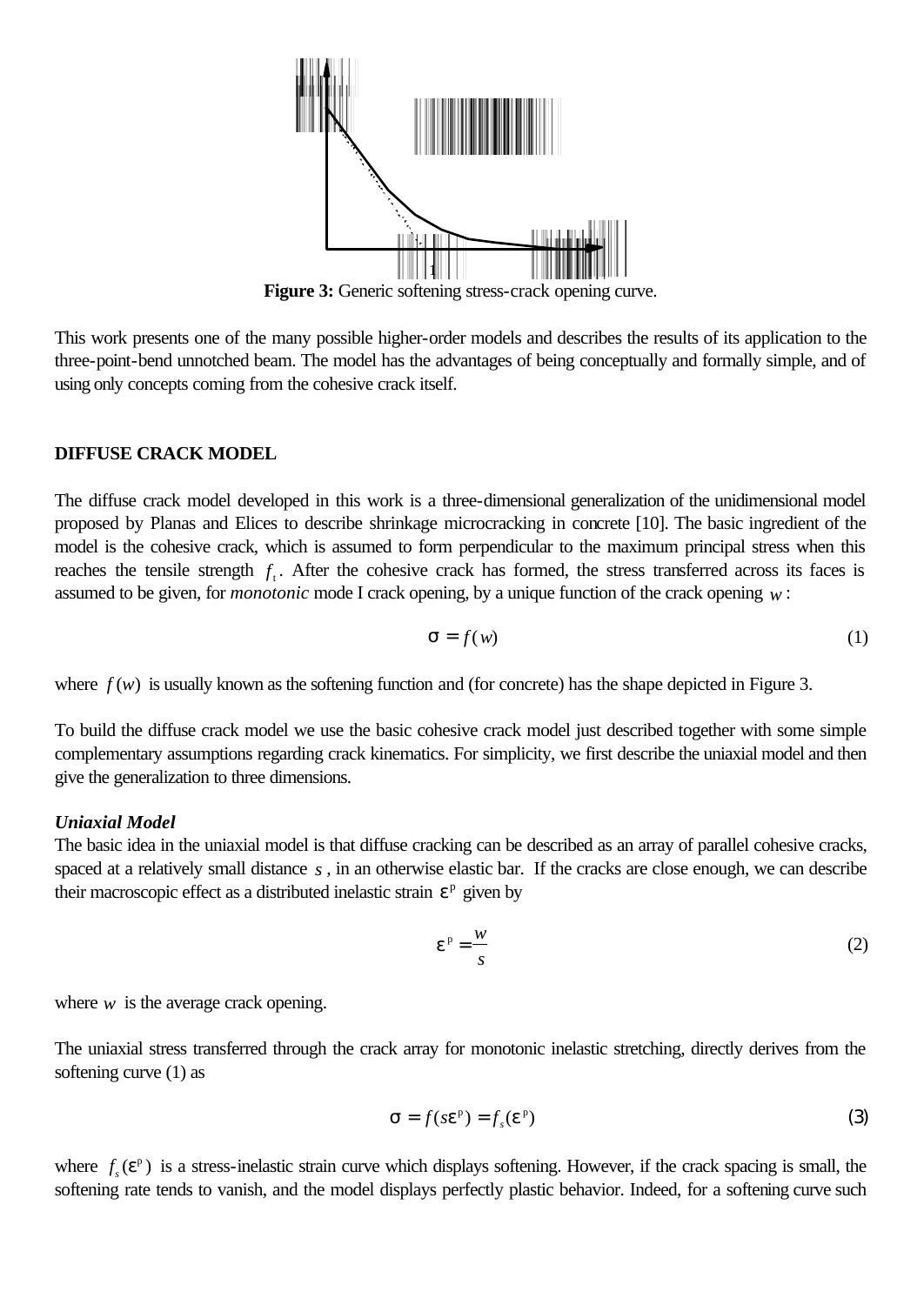**Figure 3:** Generic softening stress-crack opening curve.

This work presents one of the many possible higher-order models and describes the results of its application to the three-point-bend unnotched beam. The model has the advantages of being conceptually and formally simple, and of using only concepts coming from the cohesive crack itself.

## DIFFUSE CRACK MODEL

The diffuse crack model developed in this work is a three-dimensional generalization of the unidimensional model proposed by Planas and Elices to describe shrinkage microcracking in concrete [10]. The basic ingredient of the model is the cohesive crack, which is assumed to form perpendicular to the maximum principal stress when this reaches the tensile strength $f_t$. After the cohesive crack has formed, the stress transferred across its faces is assumed to be given, for *monotonic* mode I crack opening, by a unique function of the crack opening $w$:

$$\sigma = f(w) \tag{1}$$

where $f(w)$ is usually known as the softening function and (for concrete) has the shape depicted in Figure 3.

To build the diffuse crack model we use the basic cohesive crack model just described together with some simple complementary assumptions regarding crack kinematics. For simplicity, we first describe the uniaxial model and then give the generalization to three dimensions.

### *Uniaxial Model*

The basic idea in the uniaxial model is that diffuse cracking can be described as an array of parallel cohesive cracks, spaced at a relatively small distance $s$, in an otherwise elastic bar. If the cracks are close enough, we can describe their macroscopic effect as a distributed inelastic strain $\varepsilon^p$ given by

$$\varepsilon^p = \frac{w}{s} \tag{2}$$

where $w$ is the average crack opening.

The uniaxial stress transferred through the crack array for monotonic inelastic stretching, directly derives from the softening curve (1) as

$$\sigma = f(s\varepsilon^p) = f_s(\varepsilon^p) \tag{3}$$

where $f_s(\varepsilon^p)$ is a stress-inelastic strain curve which displays softening. However, if the crack spacing is small, the softening rate tends to vanish, and the model displays perfectly plastic behavior. Indeed, for a softening curve such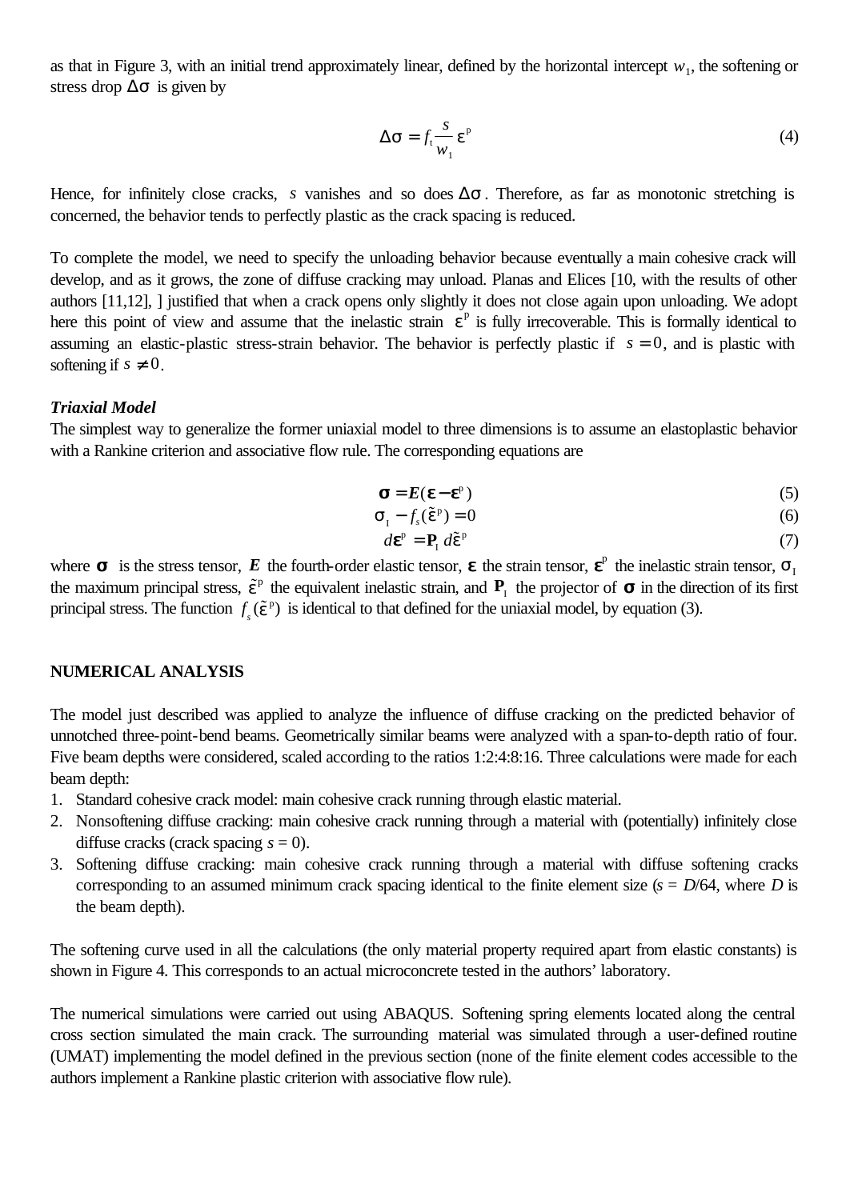as that in Figure 3, with an initial trend approximately linear, defined by the horizontal intercept $w_1$, the softening or stress drop $\Delta\sigma$ is given by

$$\Delta\sigma = f_t \frac{s}{w_1} \varepsilon^p \tag{4}$$

Hence, for infinitely close cracks, $s$ vanishes and so does $\Delta\sigma$. Therefore, as far as monotonic stretching is concerned, the behavior tends to perfectly plastic as the crack spacing is reduced.

To complete the model, we need to specify the unloading behavior because eventually a main cohesive crack will develop, and as it grows, the zone of diffuse cracking may unload. Planas and Elices [10, with the results of other authors [11,12], ] justified that when a crack opens only slightly it does not close again upon unloading. We adopt here this point of view and assume that the inelastic strain $\varepsilon^p$ is fully irrecoverable. This is formally identical to assuming an elastic-plastic stress-strain behavior. The behavior is perfectly plastic if $s = 0$, and is plastic with softening if $s \neq 0$.

***Triaxial Model***

The simplest way to generalize the former uniaxial model to three dimensions is to assume an elastoplastic behavior with a Rankine criterion and associative flow rule. The corresponding equations are

$$\boldsymbol{\sigma} = \boldsymbol{E}(\boldsymbol{\varepsilon} - \boldsymbol{\varepsilon}^p) \tag{5}$$

$$\sigma_I - f_s(\tilde{\varepsilon}^p) = 0 \tag{6}$$

$$d\boldsymbol{\varepsilon}^p = \mathbf{P}_I \, d\tilde{\varepsilon}^p \tag{7}$$

where $\boldsymbol{\sigma}$ is the stress tensor, $\boldsymbol{E}$ the fourth-order elastic tensor, $\boldsymbol{\varepsilon}$ the strain tensor, $\boldsymbol{\varepsilon}^p$ the inelastic strain tensor, $\sigma_I$ the maximum principal stress, $\tilde{\varepsilon}^p$ the equivalent inelastic strain, and $\mathbf{P}_I$ the projector of $\boldsymbol{\sigma}$ in the direction of its first principal stress. The function $f_s(\tilde{\varepsilon}^p)$ is identical to that defined for the uniaxial model, by equation (3).

## NUMERICAL ANALYSIS

The model just described was applied to analyze the influence of diffuse cracking on the predicted behavior of unnotched three-point-bend beams. Geometrically similar beams were analyzed with a span-to-depth ratio of four. Five beam depths were considered, scaled according to the ratios 1:2:4:8:16. Three calculations were made for each beam depth:

1. Standard cohesive crack model: main cohesive crack running through elastic material.
2. Nonsoftening diffuse cracking: main cohesive crack running through a material with (potentially) infinitely close diffuse cracks (crack spacing $s = 0$).
3. Softening diffuse cracking: main cohesive crack running through a material with diffuse softening cracks corresponding to an assumed minimum crack spacing identical to the finite element size ($s = D/64$, where $D$ is the beam depth).

The softening curve used in all the calculations (the only material property required apart from elastic constants) is shown in Figure 4. This corresponds to an actual microconcrete tested in the authors' laboratory.

The numerical simulations were carried out using ABAQUS. Softening spring elements located along the central cross section simulated the main crack. The surrounding material was simulated through a user-defined routine (UMAT) implementing the model defined in the previous section (none of the finite element codes accessible to the authors implement a Rankine plastic criterion with associative flow rule).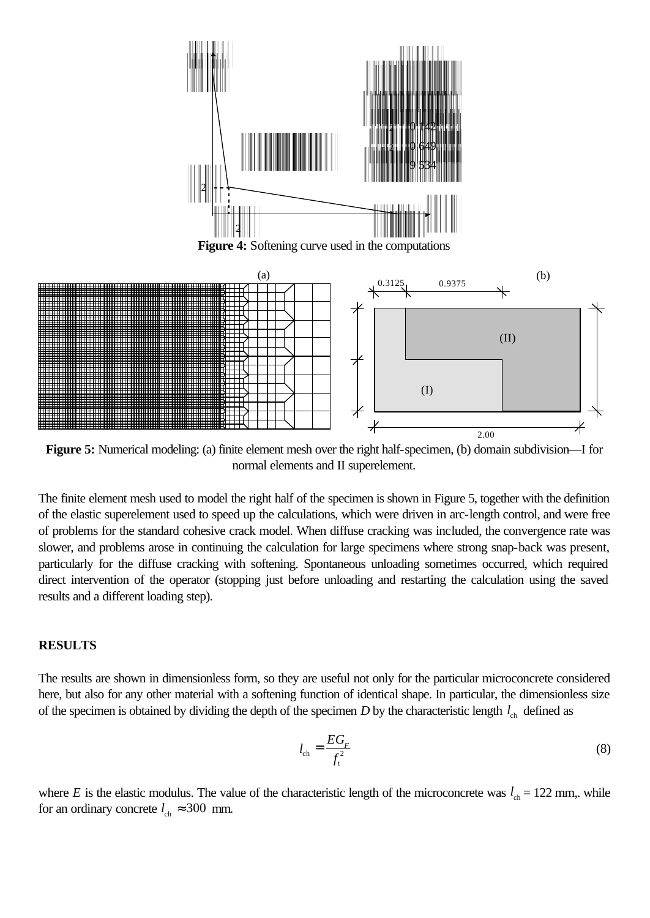**Figure 4:** Softening curve used in the computations

**Figure 5:** Numerical modeling: (a) finite element mesh over the right half-specimen, (b) domain subdivision—I for normal elements and II superelement.

The finite element mesh used to model the right half of the specimen is shown in Figure 5, together with the definition of the elastic superelement used to speed up the calculations, which were driven in arc-length control, and were free of problems for the standard cohesive crack model. When diffuse cracking was included, the convergence rate was slower, and problems arose in continuing the calculation for large specimens where strong snap-back was present, particularly for the diffuse cracking with softening. Spontaneous unloading sometimes occurred, which required direct intervention of the operator (stopping just before unloading and restarting the calculation using the saved results and a different loading step).

## RESULTS

The results are shown in dimensionless form, so they are useful not only for the particular microconcrete considered here, but also for any other material with a softening function of identical shape. In particular, the dimensionless size of the specimen is obtained by dividing the depth of the specimen $D$ by the characteristic length $l_{\text{ch}}$ defined as

$$l_{\text{ch}} = \frac{EG_F}{f_t^2} \tag{8}$$

where $E$ is the elastic modulus. The value of the characteristic length of the microconcrete was $l_{\text{ch}}$ = 122 mm,. while for an ordinary concrete $l_{\text{ch}} \approx 300$ mm.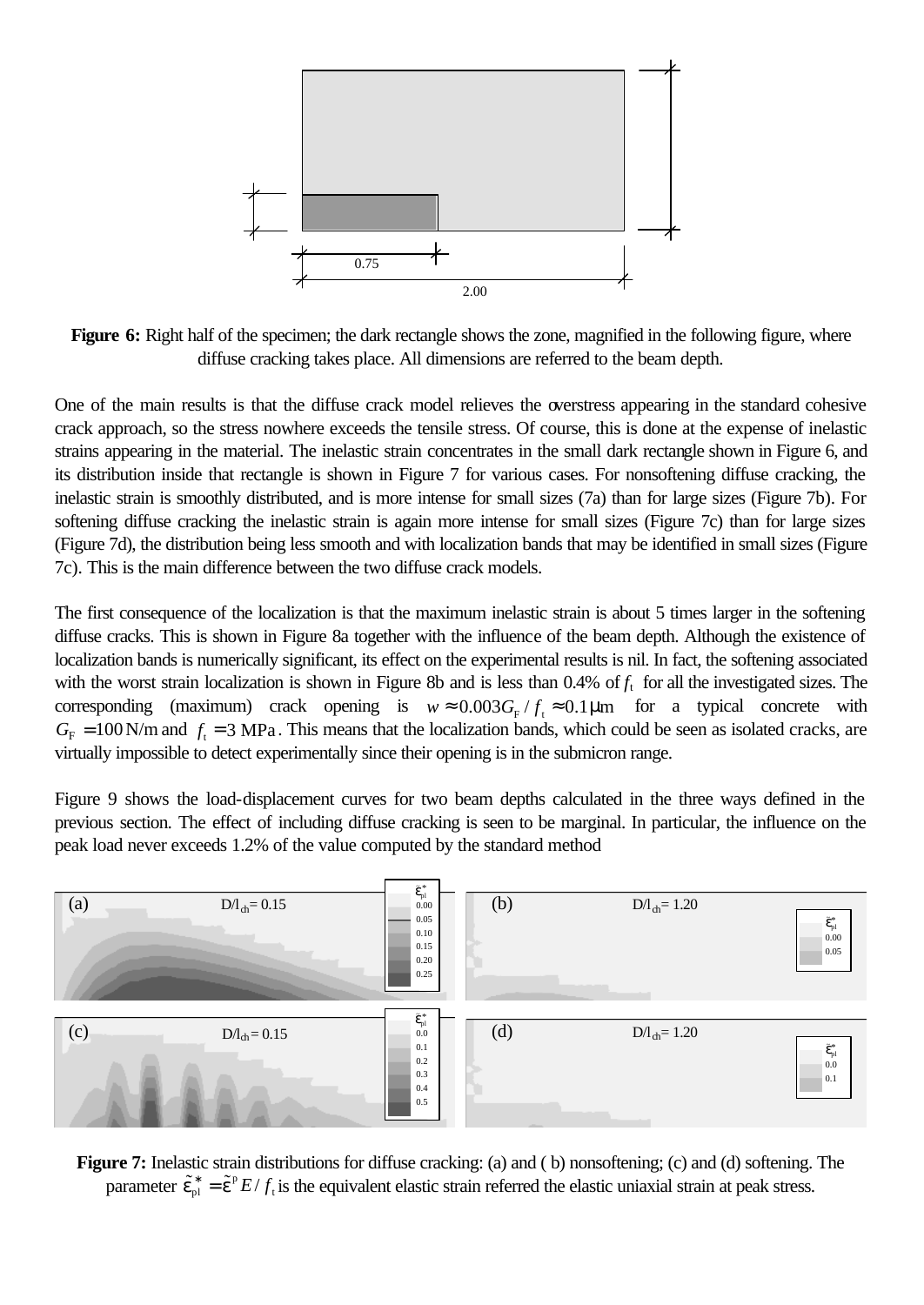0.75

2.00

**Figure 6:** Right half of the specimen; the dark rectangle shows the zone, magnified in the following figure, where diffuse cracking takes place. All dimensions are referred to the beam depth.

One of the main results is that the diffuse crack model relieves the overstress appearing in the standard cohesive crack approach, so the stress nowhere exceeds the tensile stress. Of course, this is done at the expense of inelastic strains appearing in the material. The inelastic strain concentrates in the small dark rectangle shown in Figure 6, and its distribution inside that rectangle is shown in Figure 7 for various cases. For nonsoftening diffuse cracking, the inelastic strain is smoothly distributed, and is more intense for small sizes (7a) than for large sizes (Figure 7b). For softening diffuse cracking the inelastic strain is again more intense for small sizes (Figure 7c) than for large sizes (Figure 7d), the distribution being less smooth and with localization bands that may be identified in small sizes (Figure 7c). This is the main difference between the two diffuse crack models.

The first consequence of the localization is that the maximum inelastic strain is about 5 times larger in the softening diffuse cracks. This is shown in Figure 8a together with the influence of the beam depth. Although the existence of localization bands is numerically significant, its effect on the experimental results is nil. In fact, the softening associated with the worst strain localization is shown in Figure 8b and is less than 0.4% of $f_t$ for all the investigated sizes. The corresponding (maximum) crack opening is $w \approx 0.003 G_F / f_t \approx 0.1\,\mu\text{m}$ for a typical concrete with $G_F = 100$ N/m and $f_t = 3$ MPa. This means that the localization bands, which could be seen as isolated cracks, are virtually impossible to detect experimentally since their opening is in the submicron range.

Figure 9 shows the load-displacement curves for two beam depths calculated in the three ways defined in the previous section. The effect of including diffuse cracking is seen to be marginal. In particular, the influence on the peak load never exceeds 1.2% of the value computed by the standard method

(a) $D/l_{ch} = 0.15$ — $\tilde{\varepsilon}^*_{pl}$: 0.00, 0.05, 0.10, 0.15, 0.20, 0.25

(b) $D/l_{ch} = 1.20$ — $\tilde{\varepsilon}^*_{pl}$: 0.00, 0.05

(c) $D/l_{ch} = 0.15$ — $\tilde{\varepsilon}^*_{pl}$: 0.0, 0.1, 0.2, 0.3, 0.4, 0.5

(d) $D/l_{ch} = 1.20$ — $\tilde{\varepsilon}^*_{pl}$: 0.0, 0.1

**Figure 7:** Inelastic strain distributions for diffuse cracking: (a) and ( b) nonsoftening; (c) and (d) softening. The parameter $\tilde{\varepsilon}^*_{pl} = \tilde{\varepsilon}^p E / f_t$ is the equivalent elastic strain referred the elastic uniaxial strain at peak stress.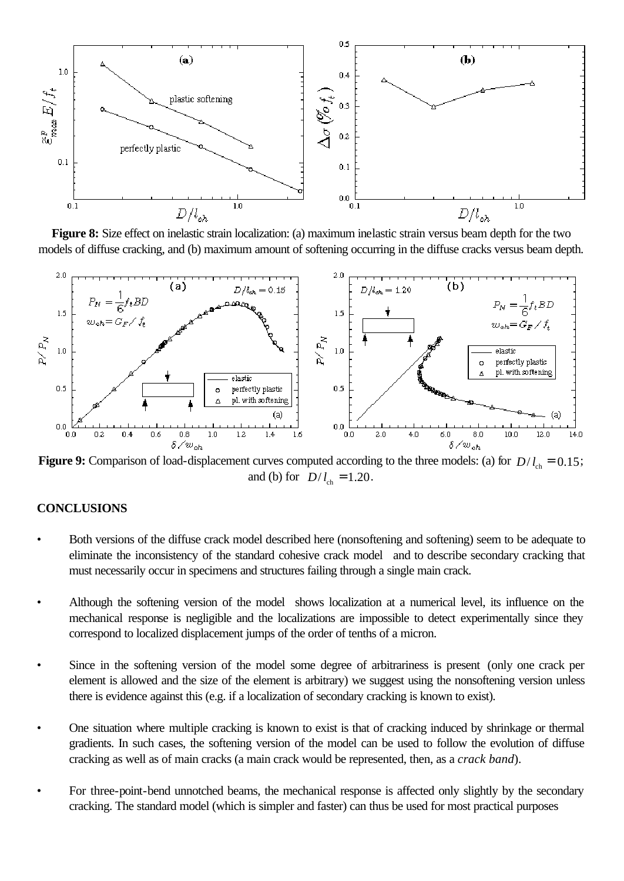**Figure 8:** Size effect on inelastic strain localization: (a) maximum inelastic strain versus beam depth for the two models of diffuse cracking, and (b) maximum amount of softening occurring in the diffuse cracks versus beam depth.

**Figure 9:** Comparison of load-displacement curves computed according to the three models: (a) for $D/l_{ch} = 0.15$; and (b) for $D/l_{ch} = 1.20$.

## CONCLUSIONS

- Both versions of the diffuse crack model described here (nonsoftening and softening) seem to be adequate to eliminate the inconsistency of the standard cohesive crack model and to describe secondary cracking that must necessarily occur in specimens and structures failing through a single main crack.

- Although the softening version of the model shows localization at a numerical level, its influence on the mechanical response is negligible and the localizations are impossible to detect experimentally since they correspond to localized displacement jumps of the order of tenths of a micron.

- Since in the softening version of the model some degree of arbitrariness is present (only one crack per element is allowed and the size of the element is arbitrary) we suggest using the nonsoftening version unless there is evidence against this (e.g. if a localization of secondary cracking is known to exist).

- One situation where multiple cracking is known to exist is that of cracking induced by shrinkage or thermal gradients. In such cases, the softening version of the model can be used to follow the evolution of diffuse cracking as well as of main cracks (a main crack would be represented, then, as a *crack band*).

- For three-point-bend unnotched beams, the mechanical response is affected only slightly by the secondary cracking. The standard model (which is simpler and faster) can thus be used for most practical purposes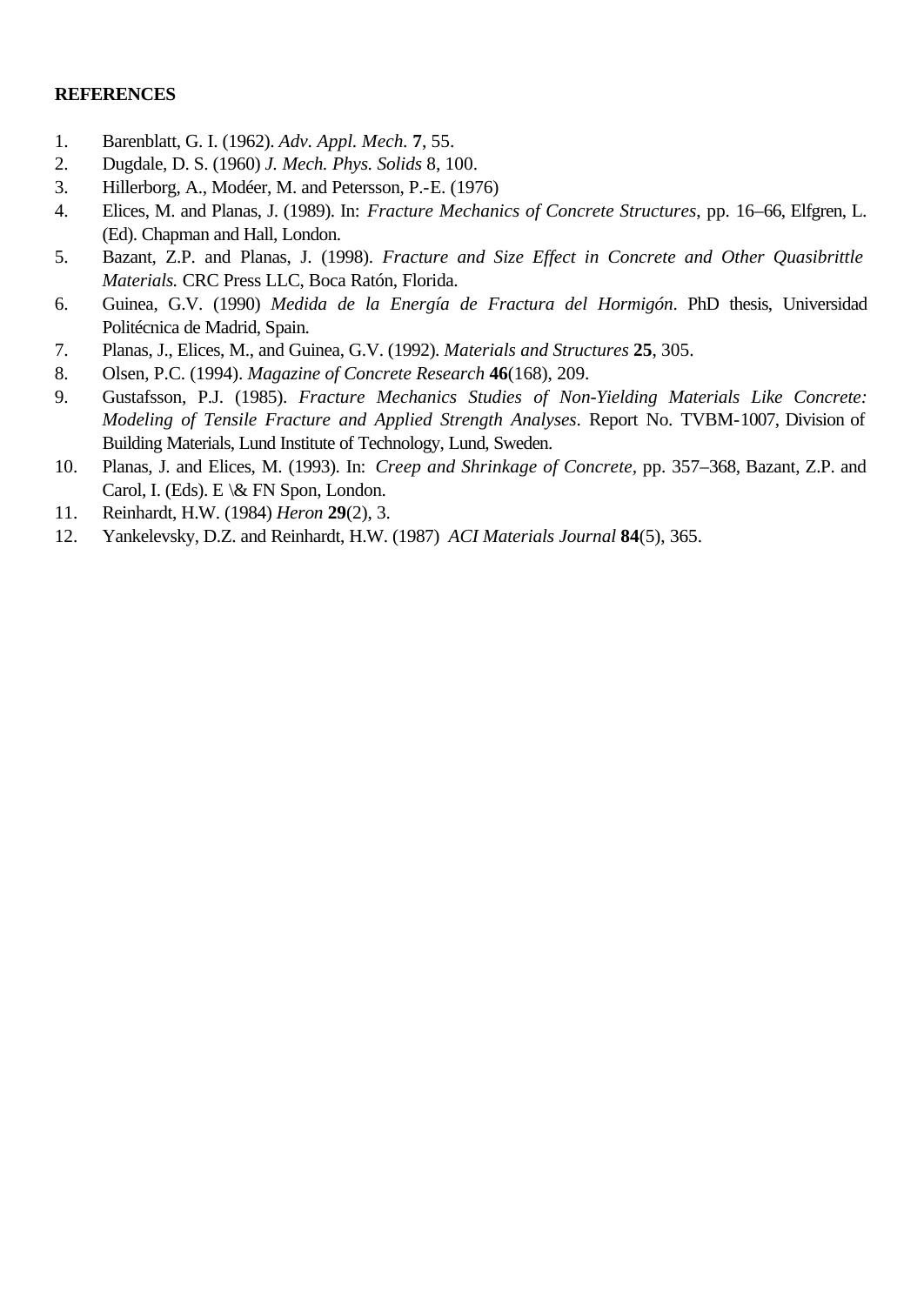**REFERENCES**

1. Barenblatt, G. I. (1962). *Adv. Appl. Mech.* **7**, 55.
2. Dugdale, D. S. (1960) *J. Mech. Phys. Solids* 8, 100.
3. Hillerborg, A., Modéer, M. and Petersson, P.-E. (1976)
4. Elices, M. and Planas, J. (1989). In: *Fracture Mechanics of Concrete Structures*, pp. 16–66, Elfgren, L. (Ed). Chapman and Hall, London.
5. Bazant, Z.P. and Planas, J. (1998). *Fracture and Size Effect in Concrete and Other Quasibrittle Materials.* CRC Press LLC, Boca Ratón, Florida.
6. Guinea, G.V. (1990) *Medida de la Energía de Fractura del Hormigón*. PhD thesis, Universidad Politécnica de Madrid, Spain.
7. Planas, J., Elices, M., and Guinea, G.V. (1992). *Materials and Structures* **25**, 305.
8. Olsen, P.C. (1994). *Magazine of Concrete Research* **46**(168), 209.
9. Gustafsson, P.J. (1985). *Fracture Mechanics Studies of Non-Yielding Materials Like Concrete: Modeling of Tensile Fracture and Applied Strength Analyses*. Report No. TVBM-1007, Division of Building Materials, Lund Institute of Technology, Lund, Sweden.
10. Planas, J. and Elices, M. (1993). In: *Creep and Shrinkage of Concrete*, pp. 357–368, Bazant, Z.P. and Carol, I. (Eds). E \& FN Spon, London.
11. Reinhardt, H.W. (1984) *Heron* **29**(2), 3.
12. Yankelevsky, D.Z. and Reinhardt, H.W. (1987) *ACI Materials Journal* **84**(5), 365.